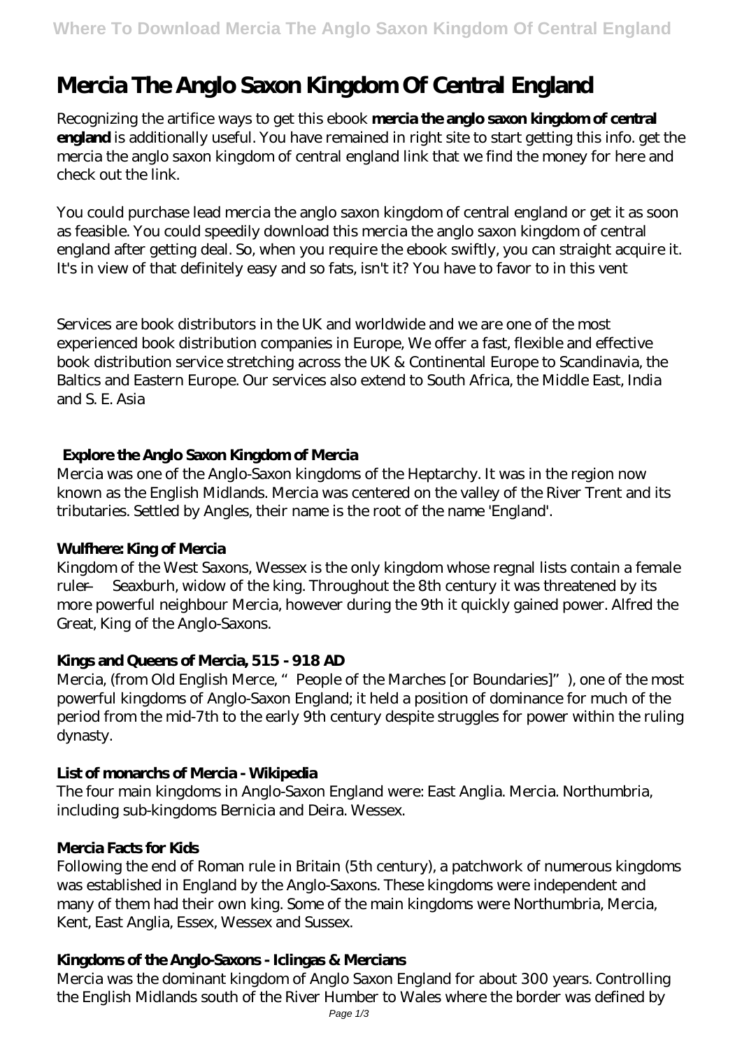# Mercia The Anglo Saxon Kingdom Of Central England

Recognizing the artifice ways to get this ebook **mercia the anglo saxon kingdom of central england** is additionally useful. You have remained in right site to start getting this info. get the mercia the anglo saxon kingdom of central england link that we find the money for here and check out the link.

You could purchase lead mercia the anglo saxon kingdom of central england or get it as soon as feasible. You could speedily download this mercia the anglo saxon kingdom of central england after getting deal. So, when you require the ebook swiftly, you can straight acquire it. It's in view of that definitely easy and so fats, isn't it? You have to favor to in this vent

Services are book distributors in the UK and worldwide and we are one of the most experienced book distribution companies in Europe, We offer a fast, flexible and effective book distribution service stretching across the UK & Continental Europe to Scandinavia, the Baltics and Eastern Europe. Our services also extend to South Africa, the Middle East, India and S. E. Asia

## Explore the Anglo Saxon Kingdom of Mercia

Mercia was one of the Anglo-Saxon kingdoms of the Heptarchy. It was in the region now known as the English Midlands. Mercia was centered on the valley of the River Trent and its tributaries. Settled by Angles, their name is the root of the name 'England'.

## Wulfhere: King of Mercia

Kingdom of the West Saxons, Wessex is the only kingdom whose regnal lists contain a female ruler — Seaxburh, widow of the king. Throughout the 8th century it was threatened by its more powerful neighbour Mercia, however during the 9th it quickly gained power. Alfred the Great, King of the Anglo-Saxons.

## Kings and Queens of Mercia, 515 - 918 AD

Mercia, (from Old English Merce, "People of the Marches [or Boundaries]"), one of the most powerful kingdoms of Anglo-Saxon England; it held a position of dominance for much of the period from the mid-7th to the early 9th century despite struggles for power within the ruling dynasty.

## List of monarchs of Mercia - Wikipedia

The four main kingdoms in Anglo-Saxon England were: East Anglia. Mercia. Northumbria, including sub-kingdoms Bernicia and Deira. Wessex.

## Mercia Facts for Kids

Following the end of Roman rule in Britain (5th century), a patchwork of numerous kingdoms was established in England by the Anglo-Saxons. These kingdoms were independent and many of them had their own king. Some of the main kingdoms were Northumbria, Mercia, Kent, East Anglia, Essex, Wessex and Sussex.

## Kingdoms of the Anglo-Saxons - Iclingas & Mercians

Mercia was the dominant kingdom of Anglo Saxon England for about 300 years. Controlling the English Midlands south of the River Humber to Wales where the border was defined by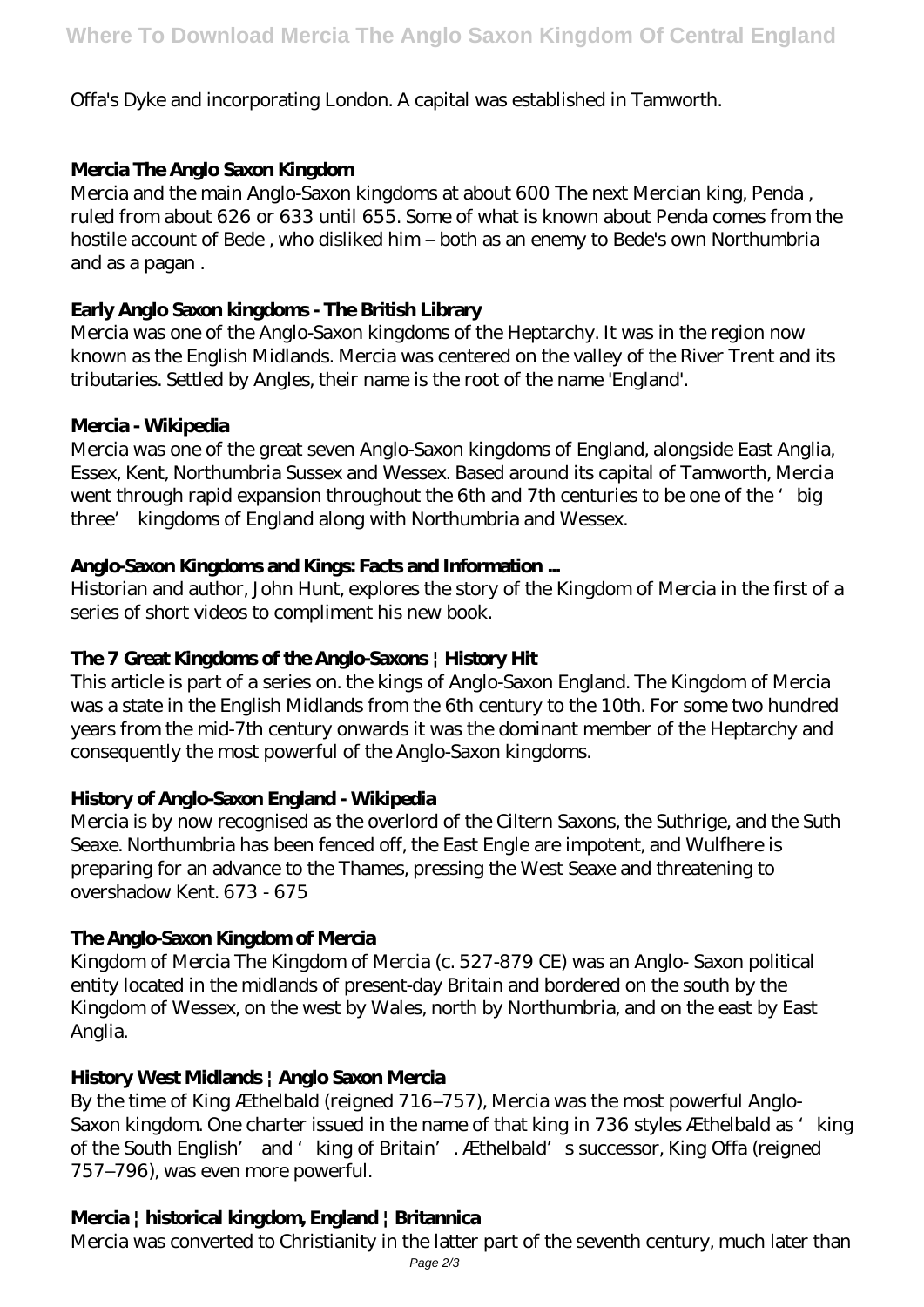Offa's Dyke and incorporating London. A capital was established in Tamworth.

### Mercia The Anglo Saxon Kingdom

Mercia and the main Anglo-Saxon kingdoms at about 600 The next Mercian king, Penda , ruled from about 626 or 633 until 655. Some of what is known about Penda comes from the hostile account of Bede , who disliked him – both as an enemy to Bede's own Northumbria and as a pagan .

### Early Anglo Saxon kingdoms - The British Library

Mercia was one of the Anglo-Saxon kingdoms of the Heptarchy. It was in the region now known as the English Midlands. Mercia was centered on the valley of the River Trent and its tributaries. Settled by Angles, their name is the root of the name 'England'.

### Mercia - Wikipedia

Mercia was one of the great seven Anglo-Saxon kingdoms of England, alongside East Anglia, Essex, Kent, Northumbria Sussex and Wessex. Based around its capital of Tamworth, Mercia went through rapid expansion throughout the 6th and 7th centuries to be one of the 'big three' kingdoms of England along with Northumbria and Wessex.

### Anglo-Saxon Kingdoms and Kings: Facts and Information ...

Historian and author, John Hunt, explores the story of the Kingdom of Mercia in the first of a series of short videos to compliment his new book.

### The 7 Great Kingdoms of the Anglo-Saxons | History Hit

This article is part of a series on. the kings of Anglo-Saxon England. The Kingdom of Mercia was a state in the English Midlands from the 6th century to the 10th. For some two hundred years from the mid-7th century onwards it was the dominant member of the Heptarchy and consequently the most powerful of the Anglo-Saxon kingdoms.

### History of Anglo-Saxon England - Wikipedia

Mercia is by now recognised as the overlord of the Ciltern Saxons, the Suthrige, and the Suth Seaxe. Northumbria has been fenced off, the East Engle are impotent, and Wulfhere is preparing for an advance to the Thames, pressing the West Seaxe and threatening to overshadow Kent. 673 - 675

### The Anglo-Saxon Kingdom of Mercia

Kingdom of Mercia The Kingdom of Mercia (c. 527-879 CE) was an Anglo- Saxon political entity located in the midlands of present-day Britain and bordered on the south by the Kingdom of Wessex, on the west by Wales, north by Northumbria, and on the east by East Anglia.

### History West Midlands | Anglo Saxon Mercia

By the time of King Æthelbald (reigned 716–757), Mercia was the most powerful Anglo-Saxon kingdom. One charter issued in the name of that king in 736 styles Æthelbald as 'king of the South English' and 'king of Britain'. Æthelbald's successor, King Offa (reigned 757–796), was even more powerful.

### Mercia | historical kingdom, England | Britannica

Mercia was converted to Christianity in the latter part of the seventh century, much later than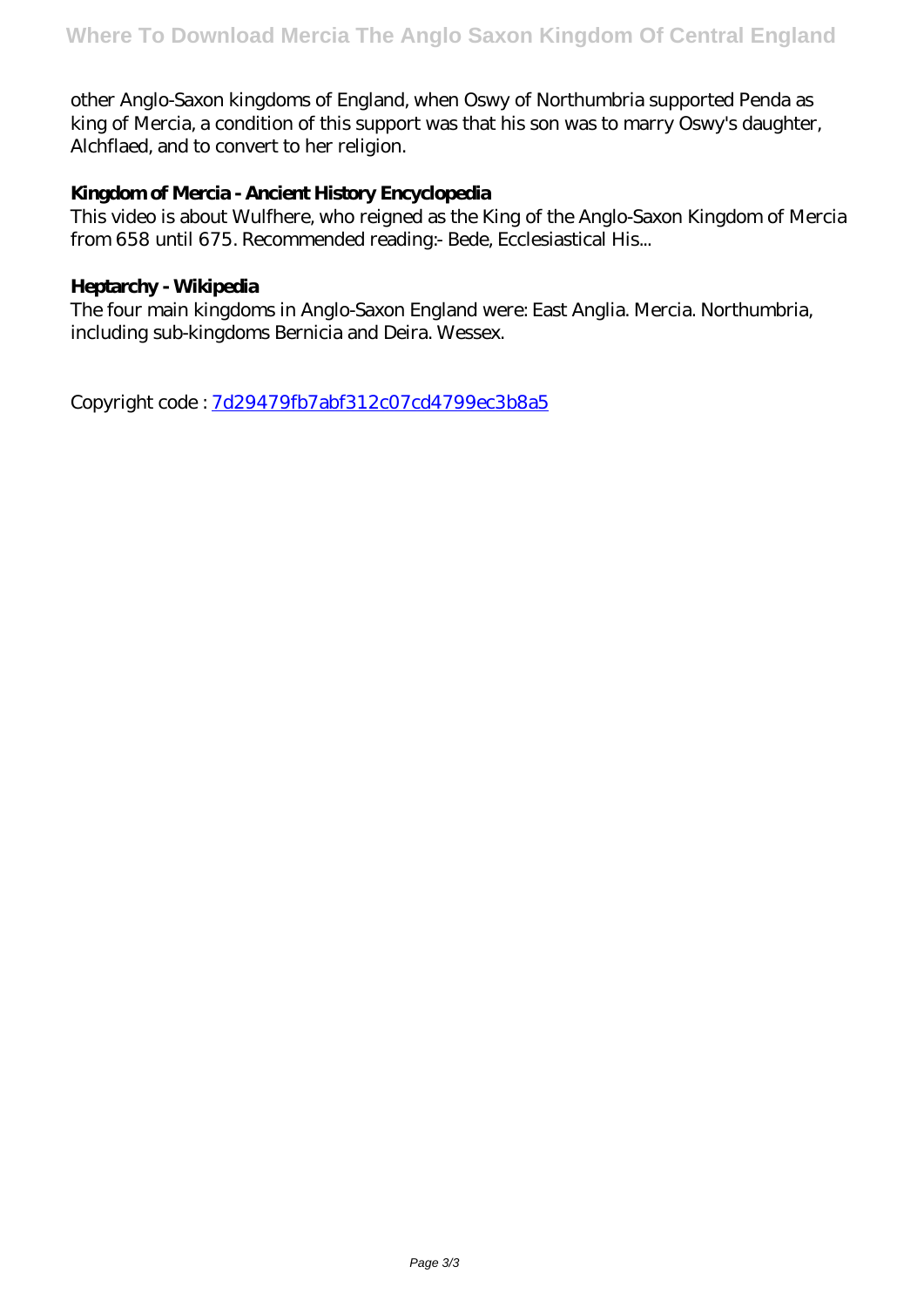other Anglo-Saxon kingdoms of England, when Oswy of Northumbria supported Penda as king of Mercia, a condition of this support was that his son was to marry Oswy's daughter, Alchflaed, and to convert to her religion.

**Kingdom of Mercia - Ancient History Encyclopedia**

This video is about Wulfhere, who reigned as the King of the Anglo-Saxon Kingdom of Mercia from 658 until 675. Recommended reading:- Bede, Ecclesiastical His...

**Heptarchy - Wikipedia**

The four main kingdoms in Anglo-Saxon England were: East Anglia. Mercia. Northumbria, including sub-kingdoms Bernicia and Deira. Wessex.

Copyright code : 7d29479fb7abf312c07cd4799ec3b8a5